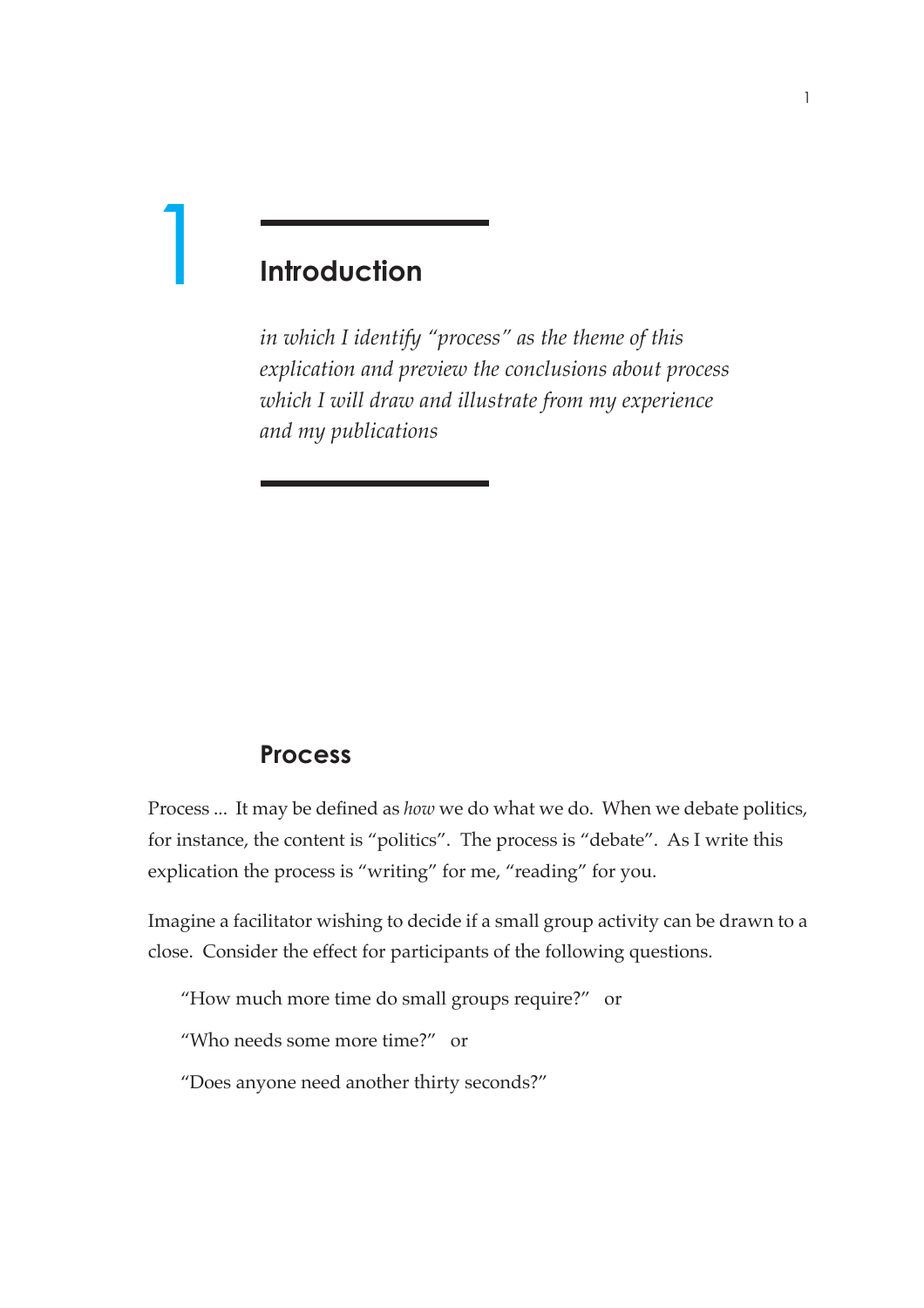# 1 Introduction

*in which I identify "process" as the theme of this explication and preview the conclusions about process which I will draw and illustrate from my experience and my publications*

## Process

Process ... It may be defined as *how* we do what we do. When we debate politics, for instance, the content is "politics". The process is "debate". As I write this explication the process is "writing" for me, "reading" for you.

Imagine a facilitator wishing to decide if a small group activity can be drawn to a close. Consider the effect for participants of the following questions.

"How much more time do small groups require?" or

"Who needs some more time?" or

"Does anyone need another thirty seconds?"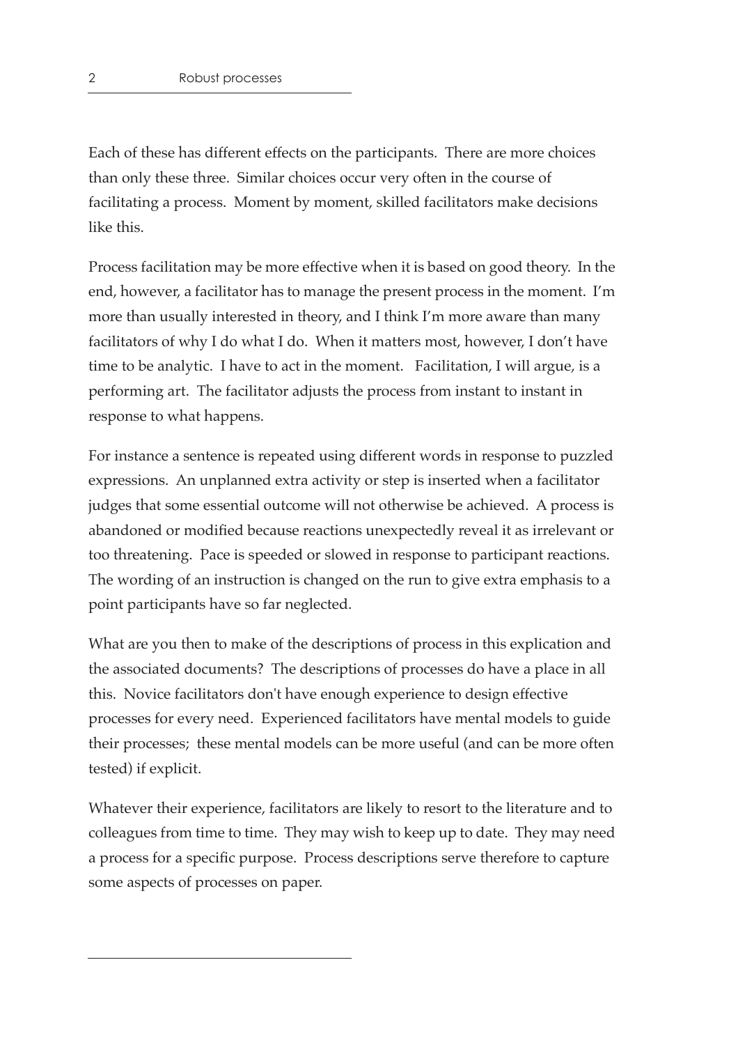Each of these has different effects on the participants. There are more choices than only these three. Similar choices occur very often in the course of facilitating a process. Moment by moment, skilled facilitators make decisions like this.

Process facilitation may be more effective when it is based on good theory. In the end, however, a facilitator has to manage the present process in the moment. I'm more than usually interested in theory, and I think I'm more aware than many facilitators of why I do what I do. When it matters most, however, I don't have time to be analytic. I have to act in the moment. Facilitation, I will argue, is a performing art. The facilitator adjusts the process from instant to instant in response to what happens.

For instance a sentence is repeated using different words in response to puzzled expressions. An unplanned extra activity or step is inserted when a facilitator judges that some essential outcome will not otherwise be achieved. A process is abandoned or modified because reactions unexpectedly reveal it as irrelevant or too threatening. Pace is speeded or slowed in response to participant reactions. The wording of an instruction is changed on the run to give extra emphasis to a point participants have so far neglected.

What are you then to make of the descriptions of process in this explication and the associated documents? The descriptions of processes do have a place in all this. Novice facilitators don't have enough experience to design effective processes for every need. Experienced facilitators have mental models to guide their processes; these mental models can be more useful (and can be more often tested) if explicit.

Whatever their experience, facilitators are likely to resort to the literature and to colleagues from time to time. They may wish to keep up to date. They may need a process for a specific purpose. Process descriptions serve therefore to capture some aspects of processes on paper.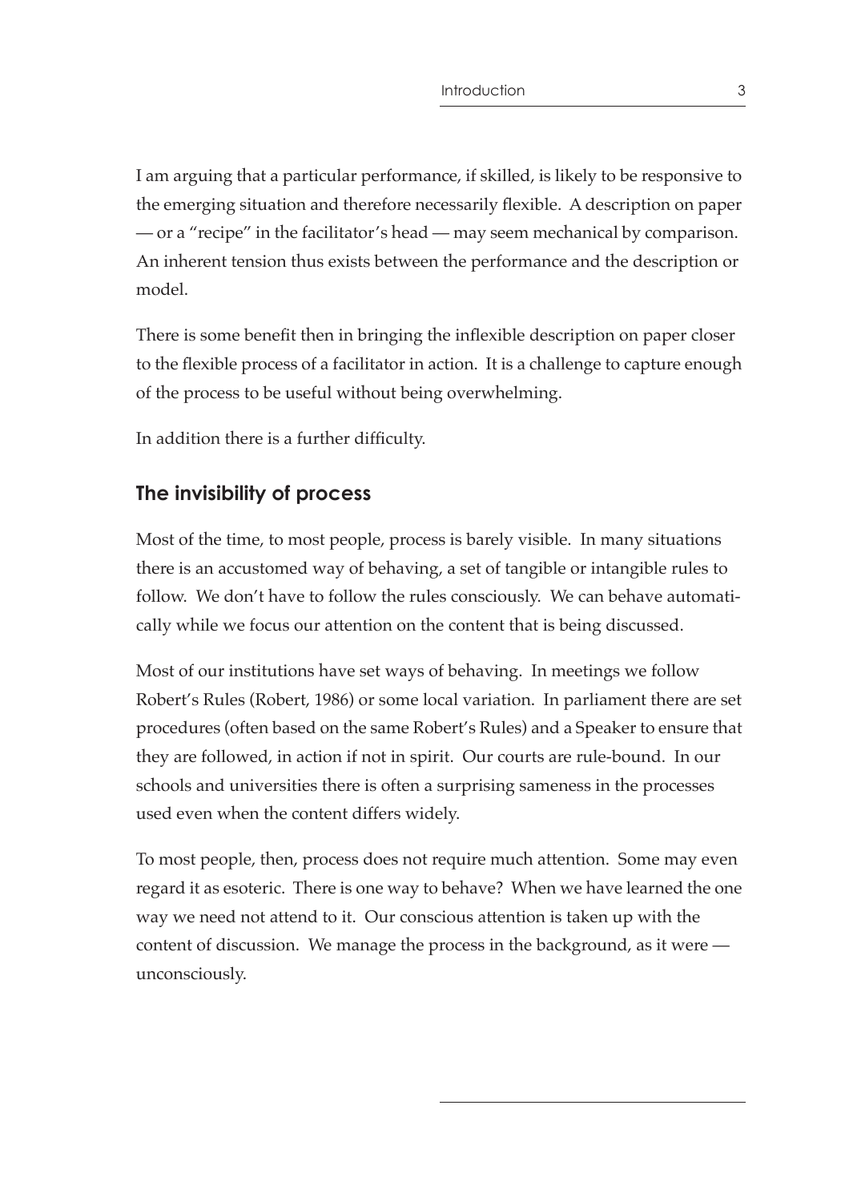I am arguing that a particular performance, if skilled, is likely to be responsive to the emerging situation and therefore necessarily flexible. A description on paper — or a "recipe" in the facilitator's head — may seem mechanical by comparison. An inherent tension thus exists between the performance and the description or model.

There is some benefit then in bringing the inflexible description on paper closer to the flexible process of a facilitator in action. It is a challenge to capture enough of the process to be useful without being overwhelming.

In addition there is a further difficulty.

## The invisibility of process

Most of the time, to most people, process is barely visible. In many situations there is an accustomed way of behaving, a set of tangible or intangible rules to follow. We don't have to follow the rules consciously. We can behave automatically while we focus our attention on the content that is being discussed.

Most of our institutions have set ways of behaving. In meetings we follow Robert's Rules (Robert, 1986) or some local variation. In parliament there are set procedures (often based on the same Robert's Rules) and a Speaker to ensure that they are followed, in action if not in spirit. Our courts are rule-bound. In our schools and universities there is often a surprising sameness in the processes used even when the content differs widely.

To most people, then, process does not require much attention. Some may even regard it as esoteric. There is one way to behave? When we have learned the one way we need not attend to it. Our conscious attention is taken up with the content of discussion. We manage the process in the background, as it were — unconsciously.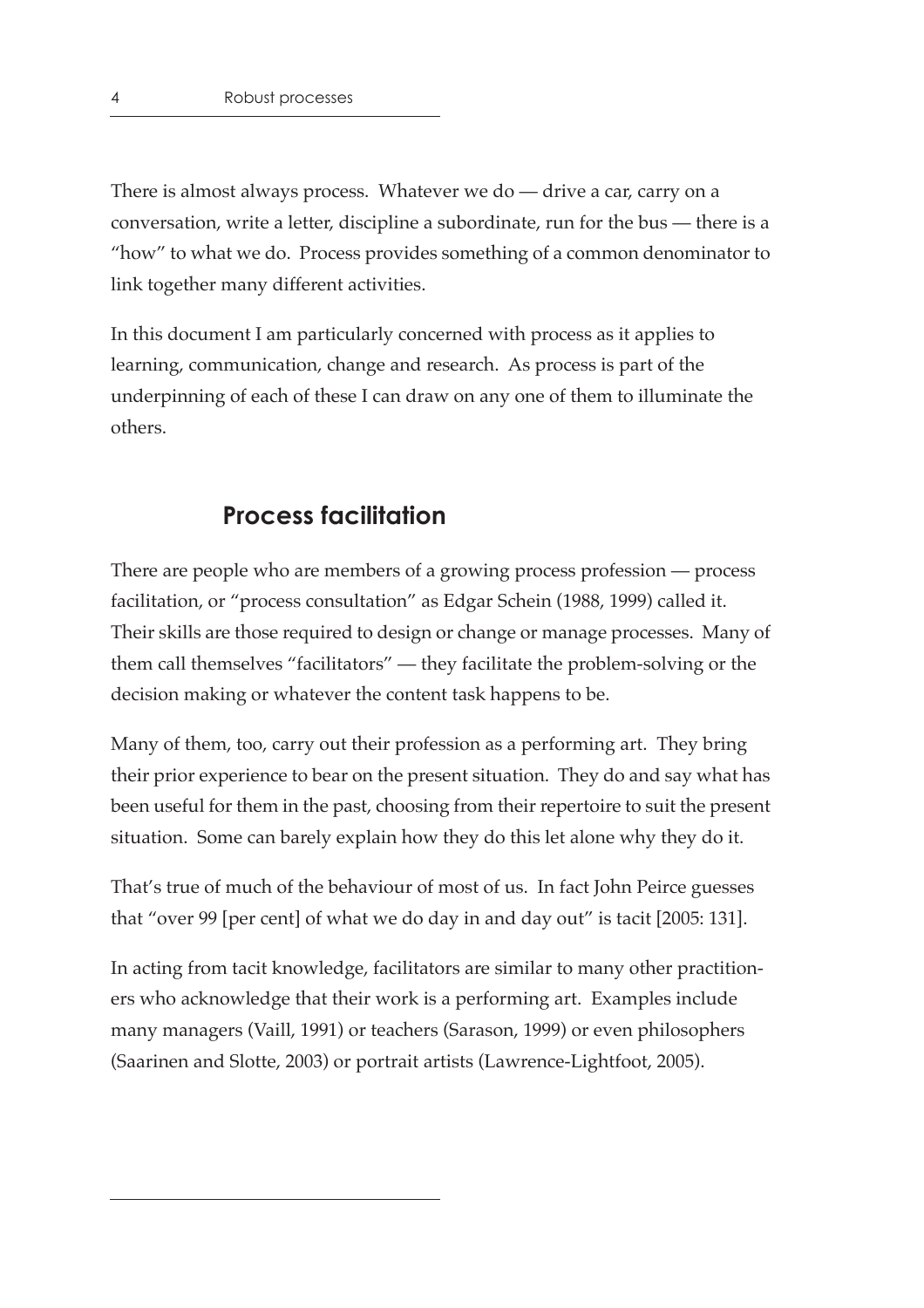There is almost always process. Whatever we do — drive a car, carry on a conversation, write a letter, discipline a subordinate, run for the bus — there is a "how" to what we do. Process provides something of a common denominator to link together many different activities.

In this document I am particularly concerned with process as it applies to learning, communication, change and research. As process is part of the underpinning of each of these I can draw on any one of them to illuminate the others.

## Process facilitation

There are people who are members of a growing process profession — process facilitation, or "process consultation" as Edgar Schein (1988, 1999) called it. Their skills are those required to design or change or manage processes. Many of them call themselves "facilitators" — they facilitate the problem-solving or the decision making or whatever the content task happens to be.

Many of them, too, carry out their profession as a performing art. They bring their prior experience to bear on the present situation. They do and say what has been useful for them in the past, choosing from their repertoire to suit the present situation. Some can barely explain how they do this let alone why they do it.

That's true of much of the behaviour of most of us. In fact John Peirce guesses that "over 99 [per cent] of what we do day in and day out" is tacit [2005: 131].

In acting from tacit knowledge, facilitators are similar to many other practitioners who acknowledge that their work is a performing art. Examples include many managers (Vaill, 1991) or teachers (Sarason, 1999) or even philosophers (Saarinen and Slotte, 2003) or portrait artists (Lawrence-Lightfoot, 2005).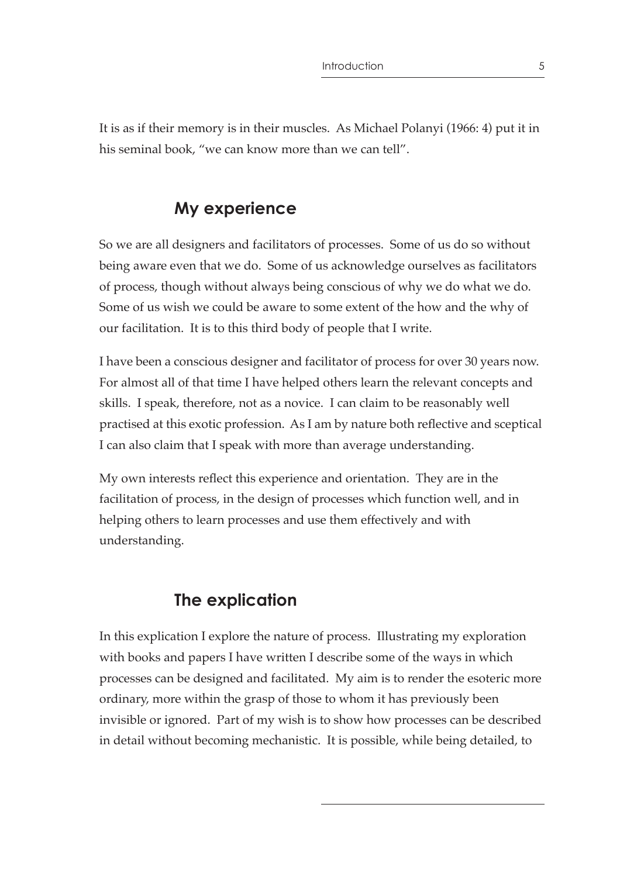It is as if their memory is in their muscles. As Michael Polanyi (1966: 4) put it in his seminal book, "we can know more than we can tell".

## My experience

So we are all designers and facilitators of processes. Some of us do so without being aware even that we do. Some of us acknowledge ourselves as facilitators of process, though without always being conscious of why we do what we do. Some of us wish we could be aware to some extent of the how and the why of our facilitation. It is to this third body of people that I write.

I have been a conscious designer and facilitator of process for over 30 years now. For almost all of that time I have helped others learn the relevant concepts and skills. I speak, therefore, not as a novice. I can claim to be reasonably well practised at this exotic profession. As I am by nature both reflective and sceptical I can also claim that I speak with more than average understanding.

My own interests reflect this experience and orientation. They are in the facilitation of process, in the design of processes which function well, and in helping others to learn processes and use them effectively and with understanding.

## The explication

In this explication I explore the nature of process. Illustrating my exploration with books and papers I have written I describe some of the ways in which processes can be designed and facilitated. My aim is to render the esoteric more ordinary, more within the grasp of those to whom it has previously been invisible or ignored. Part of my wish is to show how processes can be described in detail without becoming mechanistic. It is possible, while being detailed, to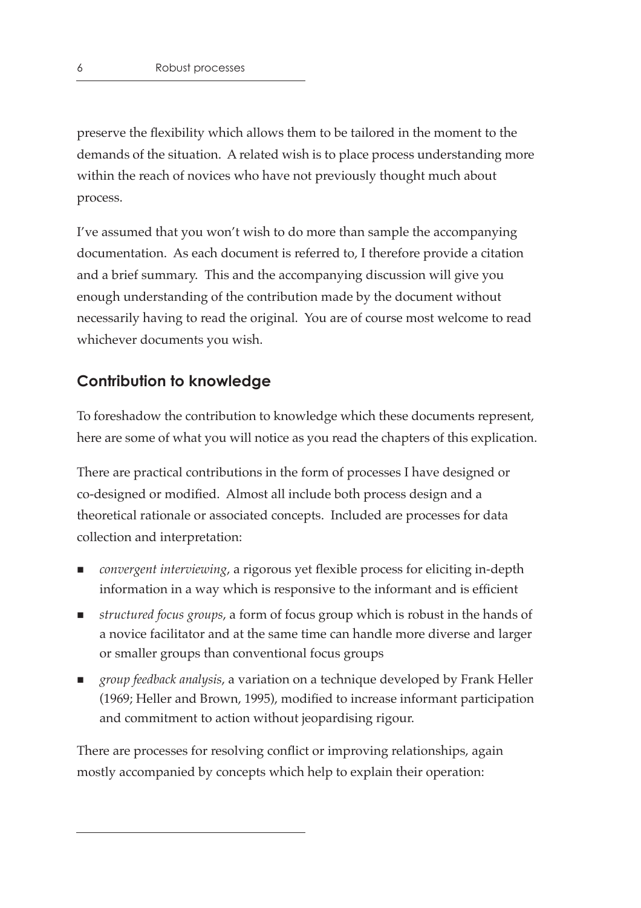preserve the flexibility which allows them to be tailored in the moment to the demands of the situation. A related wish is to place process understanding more within the reach of novices who have not previously thought much about process.

I've assumed that you won't wish to do more than sample the accompanying documentation. As each document is referred to, I therefore provide a citation and a brief summary. This and the accompanying discussion will give you enough understanding of the contribution made by the document without necessarily having to read the original. You are of course most welcome to read whichever documents you wish.

## Contribution to knowledge

To foreshadow the contribution to knowledge which these documents represent, here are some of what you will notice as you read the chapters of this explication.

There are practical contributions in the form of processes I have designed or co-designed or modified. Almost all include both process design and a theoretical rationale or associated concepts. Included are processes for data collection and interpretation:

- *convergent interviewing*, a rigorous yet flexible process for eliciting in-depth information in a way which is responsive to the informant and is efficient
- *structured focus groups*, a form of focus group which is robust in the hands of a novice facilitator and at the same time can handle more diverse and larger or smaller groups than conventional focus groups
- *group feedback analysis*, a variation on a technique developed by Frank Heller (1969; Heller and Brown, 1995), modified to increase informant participation and commitment to action without jeopardising rigour.

There are processes for resolving conflict or improving relationships, again mostly accompanied by concepts which help to explain their operation: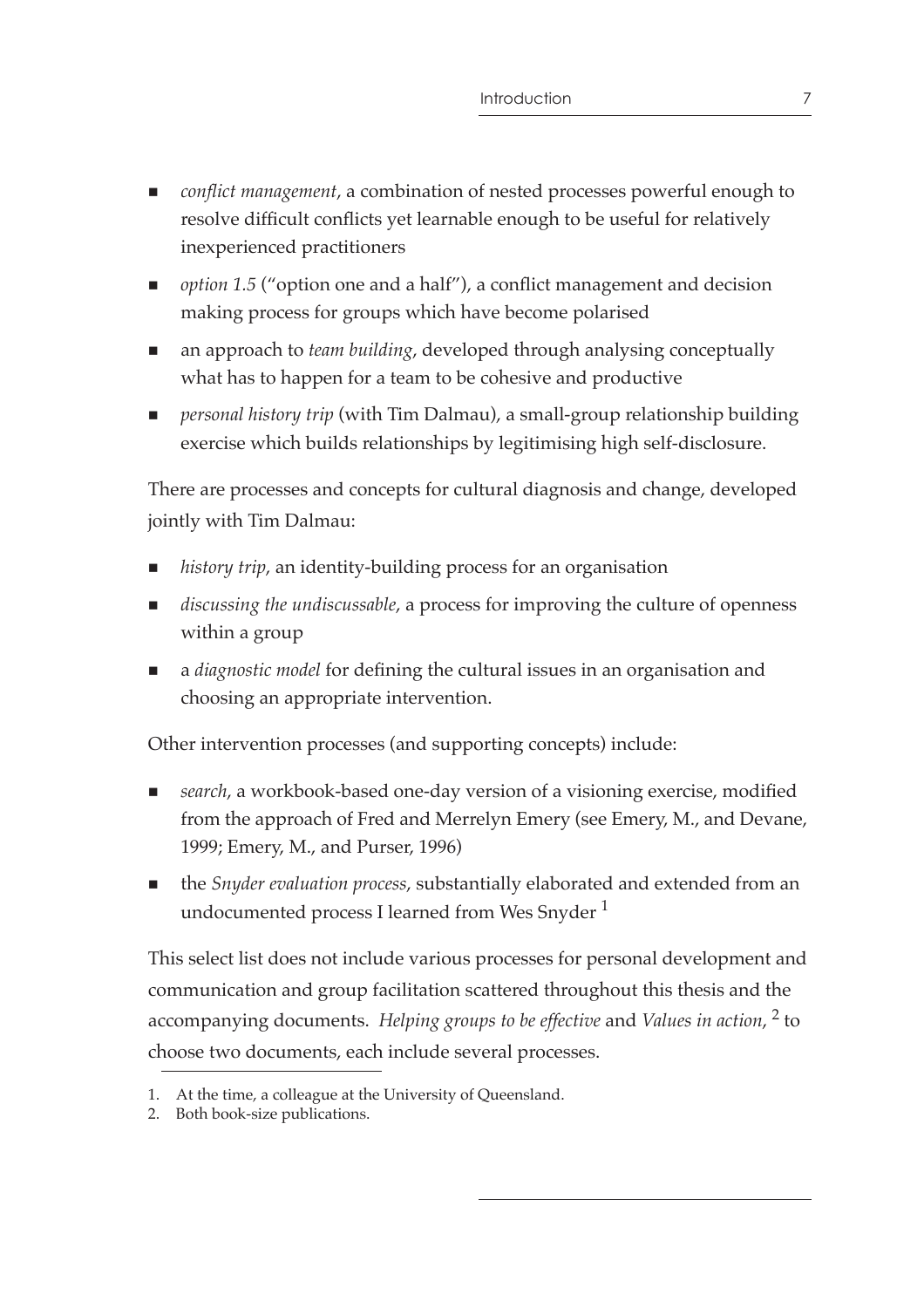- *conflict management*, a combination of nested processes powerful enough to resolve difficult conflicts yet learnable enough to be useful for relatively inexperienced practitioners
- *option 1.5* ("option one and a half"), a conflict management and decision making process for groups which have become polarised
- an approach to *team building*, developed through analysing conceptually what has to happen for a team to be cohesive and productive
- *personal history trip* (with Tim Dalmau), a small-group relationship building exercise which builds relationships by legitimising high self-disclosure.

There are processes and concepts for cultural diagnosis and change, developed jointly with Tim Dalmau:

- *history trip*, an identity-building process for an organisation
- *discussing the undiscussable*, a process for improving the culture of openness within a group
- a *diagnostic model* for defining the cultural issues in an organisation and choosing an appropriate intervention.

Other intervention processes (and supporting concepts) include:

- *search*, a workbook-based one-day version of a visioning exercise, modified from the approach of Fred and Merrelyn Emery (see Emery, M., and Devane, 1999; Emery, M., and Purser, 1996)
- the *Snyder evaluation process*, substantially elaborated and extended from an undocumented process I learned from Wes Snyder [1]

This select list does not include various processes for personal development and communication and group facilitation scattered throughout this thesis and the accompanying documents. *Helping groups to be effective* and *Values in action*, [2] to choose two documents, each include several processes.

1. At the time, a colleague at the University of Queensland.
2. Both book-size publications.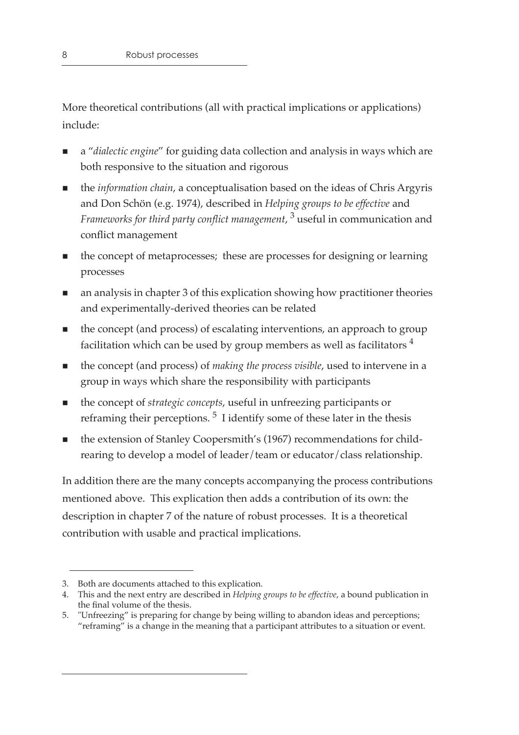More theoretical contributions (all with practical implications or applications) include:

- a "*dialectic engine*" for guiding data collection and analysis in ways which are both responsive to the situation and rigorous
- the *information chain*, a conceptualisation based on the ideas of Chris Argyris and Don Schön (e.g. 1974), described in *Helping groups to be effective* and *Frameworks for third party conflict management*, [3] useful in communication and conflict management
- the concept of metaprocesses; these are processes for designing or learning processes
- an analysis in chapter 3 of this explication showing how practitioner theories and experimentally-derived theories can be related
- the concept (and process) of escalating interventions, an approach to group facilitation which can be used by group members as well as facilitators [4]
- the concept (and process) of *making the process visible*, used to intervene in a group in ways which share the responsibility with participants
- the concept of *strategic concepts*, useful in unfreezing participants or reframing their perceptions. [5] I identify some of these later in the thesis
- the extension of Stanley Coopersmith's (1967) recommendations for child-rearing to develop a model of leader/team or educator/class relationship.

In addition there are the many concepts accompanying the process contributions mentioned above. This explication then adds a contribution of its own: the description in chapter 7 of the nature of robust processes. It is a theoretical contribution with usable and practical implications.

---

3. Both are documents attached to this explication.
4. This and the next entry are described in *Helping groups to be effective*, a bound publication in the final volume of the thesis.
5. "Unfreezing" is preparing for change by being willing to abandon ideas and perceptions; "reframing" is a change in the meaning that a participant attributes to a situation or event.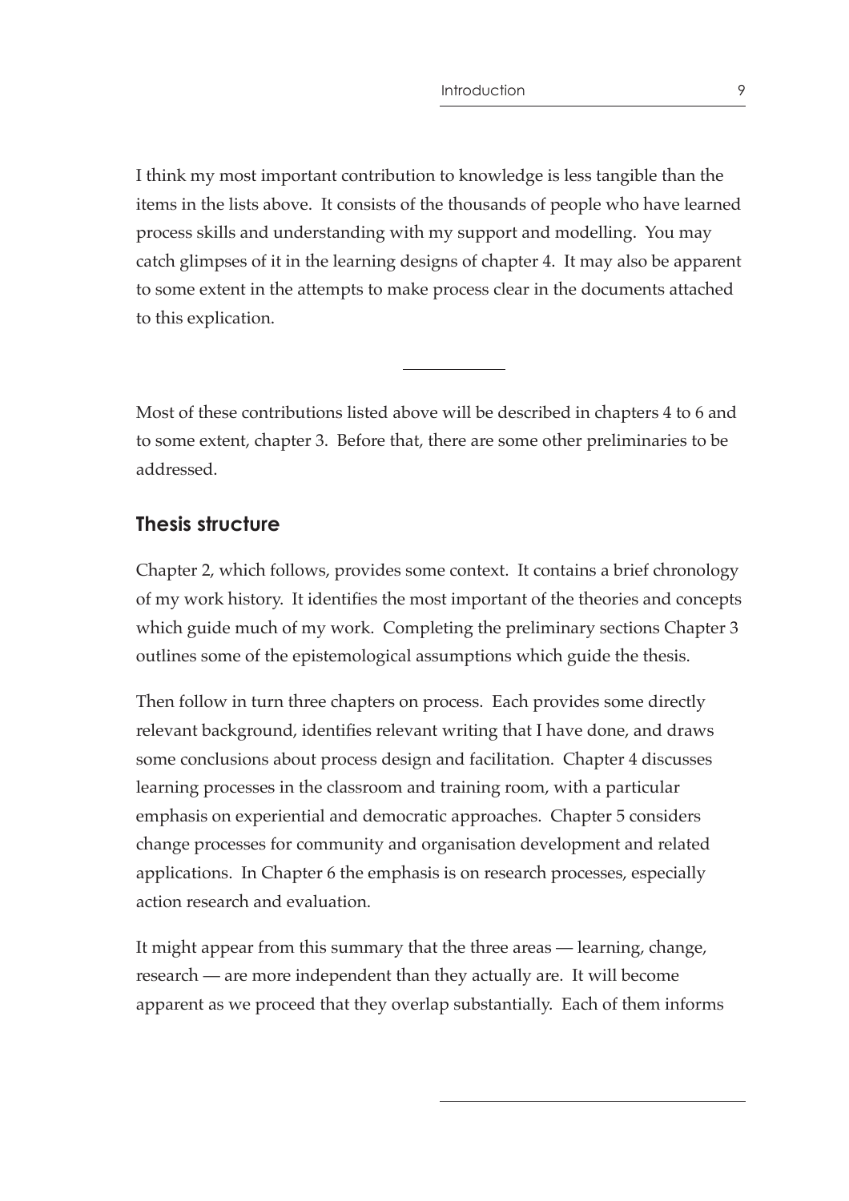I think my most important contribution to knowledge is less tangible than the items in the lists above. It consists of the thousands of people who have learned process skills and understanding with my support and modelling. You may catch glimpses of it in the learning designs of chapter 4. It may also be apparent to some extent in the attempts to make process clear in the documents attached to this explication.

---

Most of these contributions listed above will be described in chapters 4 to 6 and to some extent, chapter 3. Before that, there are some other preliminaries to be addressed.

## Thesis structure

Chapter 2, which follows, provides some context. It contains a brief chronology of my work history. It identifies the most important of the theories and concepts which guide much of my work. Completing the preliminary sections Chapter 3 outlines some of the epistemological assumptions which guide the thesis.

Then follow in turn three chapters on process. Each provides some directly relevant background, identifies relevant writing that I have done, and draws some conclusions about process design and facilitation. Chapter 4 discusses learning processes in the classroom and training room, with a particular emphasis on experiential and democratic approaches. Chapter 5 considers change processes for community and organisation development and related applications. In Chapter 6 the emphasis is on research processes, especially action research and evaluation.

It might appear from this summary that the three areas — learning, change, research — are more independent than they actually are. It will become apparent as we proceed that they overlap substantially. Each of them informs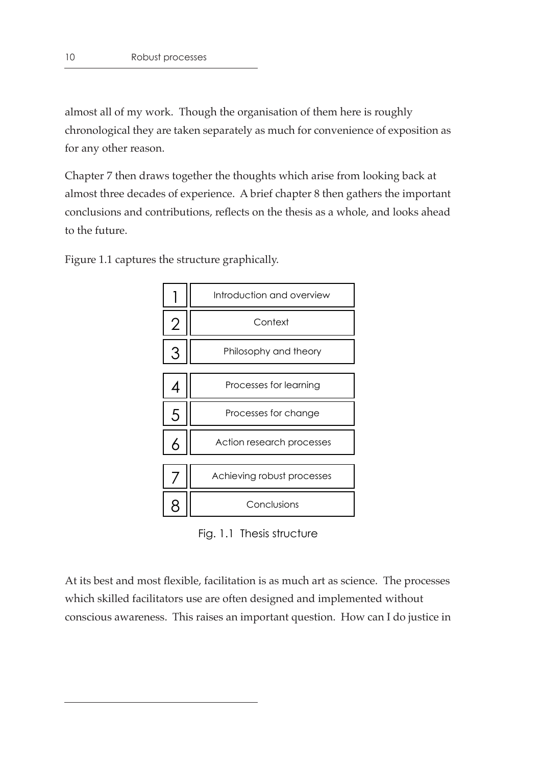almost all of my work. Though the organisation of them here is roughly chronological they are taken separately as much for convenience of exposition as for any other reason.

Chapter 7 then draws together the thoughts which arise from looking back at almost three decades of experience. A brief chapter 8 then gathers the important conclusions and contributions, reflects on the thesis as a whole, and looks ahead to the future.

Figure 1.1 captures the structure graphically.

1 Introduction and overview

2 Context

3 Philosophy and theory

4 Processes for learning

5 Processes for change

6 Action research processes

7 Achieving robust processes

8 Conclusions

Fig. 1.1 Thesis structure

At its best and most flexible, facilitation is as much art as science. The processes which skilled facilitators use are often designed and implemented without conscious awareness. This raises an important question. How can I do justice in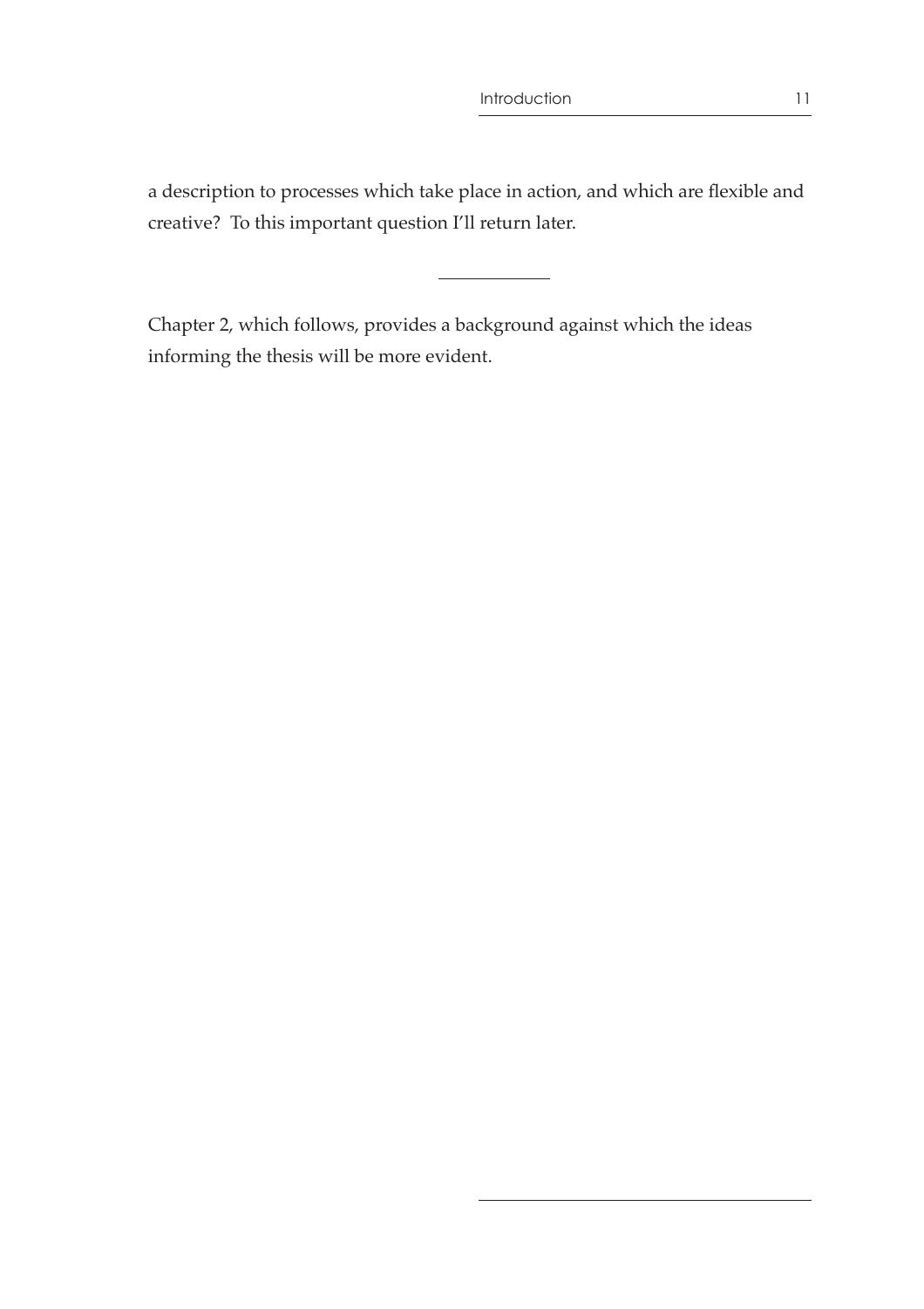a description to processes which take place in action, and which are flexible and creative? To this important question I'll return later.

---

Chapter 2, which follows, provides a background against which the ideas informing the thesis will be more evident.